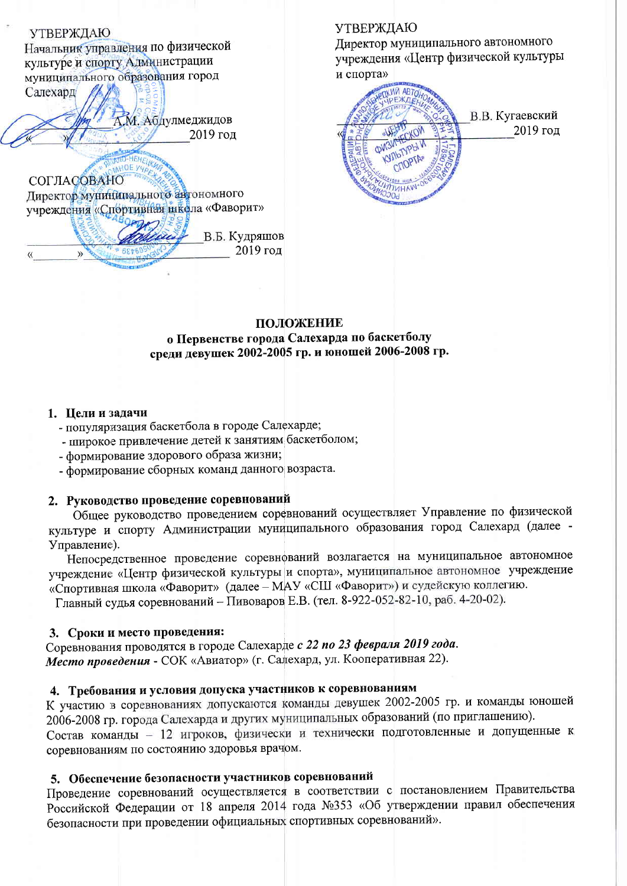УТВЕРЖДАЮ
Начальник управления по физической культуре и спорту Администрации муниципального образования город Салехард

\_\_\_\_\_\_\_\_\_\_\_\_\_\_\_ А.М. Абдулмеджидов
«\_\_\_\_\_\_»\_\_\_\_\_\_\_\_\_\_\_\_\_\_\_ 2019 год

УТВЕРЖДАЮ
Директор муниципального автономного учреждения «Центр физической культуры и спорта»

\_\_\_\_\_\_\_\_\_\_\_\_\_\_\_ В.В. Кугаевский
«\_\_\_\_\_\_»\_\_\_\_\_\_\_\_\_\_\_\_\_\_\_ 2019 год

СОГЛАСОВАНО
Директор муниципального автономного учреждения «Спортивная школа «Фаворит»

\_\_\_\_\_\_\_\_\_\_\_\_\_\_\_ В.Б. Кудряшов
«\_\_\_\_\_\_»\_\_\_\_\_\_\_\_\_\_\_\_\_\_\_ 2019 год

# ПОЛОЖЕНИЕ
## о Первенстве города Салехарда по баскетболу среди девушек 2002-2005 гр. и юношей 2006-2008 гр.

**1. Цели и задачи**

- популяризация баскетбола в городе Салехарде;
- широкое привлечение детей к занятиям баскетболом;
- формирование здорового образа жизни;
- формирование сборных команд данного возраста.

**2. Руководство проведение соревнований**

Общее руководство проведением соревнований осуществляет Управление по физической культуре и спорту Администрации муниципального образования город Салехард (далее - Управление).

Непосредственное проведение соревнований возлагается на муниципальное автономное учреждение «Центр физической культуры и спорта», муниципальное автономное учреждение «Спортивная школа «Фаворит» (далее – МАУ «СШ «Фаворит») и судейскую коллегию.

Главный судья соревнований – Пивоваров Е.В. (тел. 8-922-052-82-10, раб. 4-20-02).

**3. Сроки и место проведения:**

Соревнования проводятся в городе Салехарде ***с 22 по 23 февраля 2019 года.***
***Место проведения*** - СОК «Авиатор» (г. Салехард, ул. Кооперативная 22).

**4. Требования и условия допуска участников к соревнованиям**

К участию в соревнованиях допускаются команды девушек 2002-2005 гр. и команды юношей 2006-2008 гр. города Салехарда и других муниципальных образований (по приглашению).
Состав команды – 12 игроков, физически и технически подготовленные и допущенные к соревнованиям по состоянию здоровья врачом.

**5. Обеспечение безопасности участников соревнований**

Проведение соревнований осуществляется в соответствии с постановлением Правительства Российской Федерации от 18 апреля 2014 года №353 «Об утверждении правил обеспечения безопасности при проведении официальных спортивных соревнований».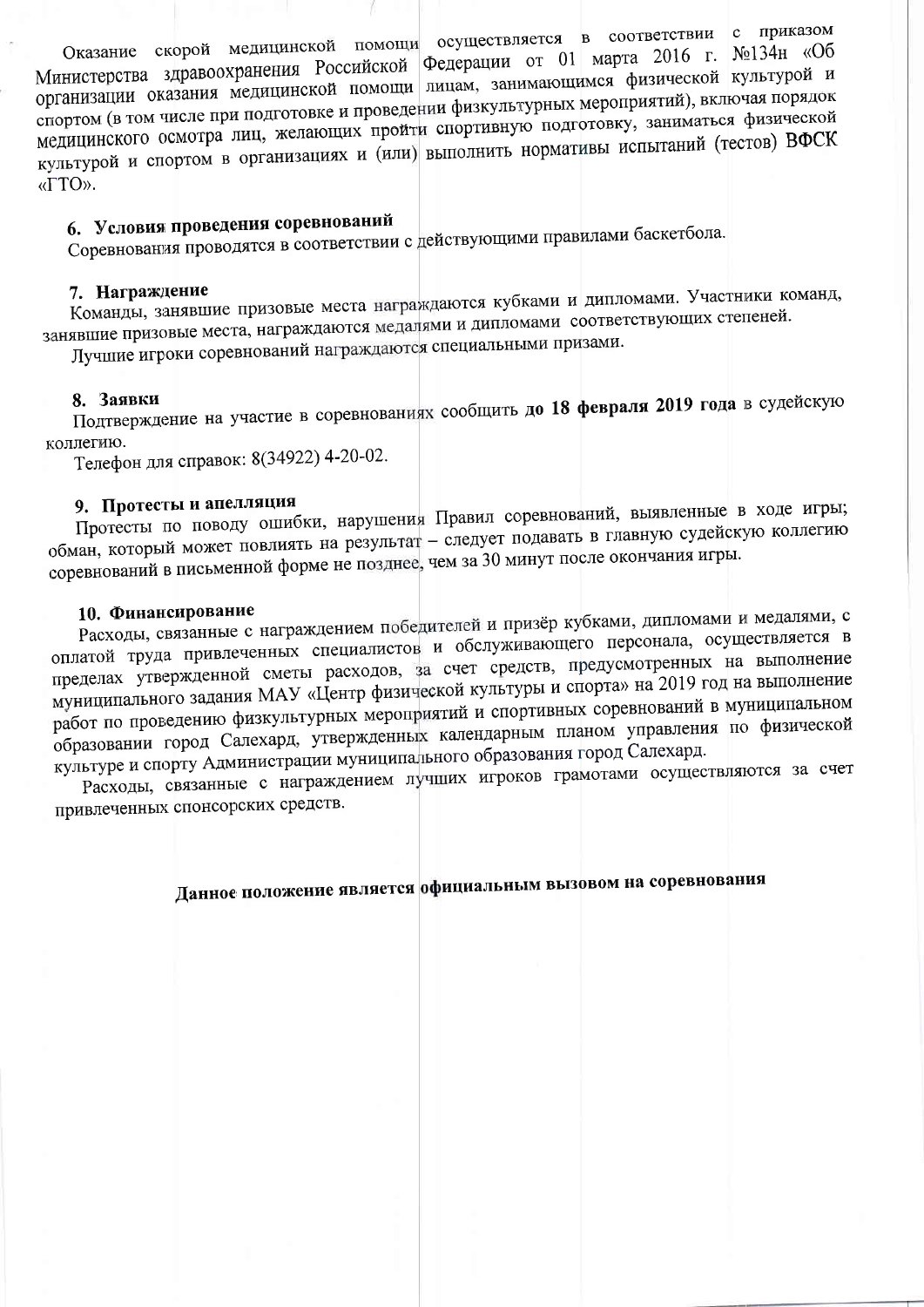Оказание скорой медицинской помощи осуществляется в соответствии с приказом Министерства здравоохранения Российской Федерации от 01 марта 2016 г. №134н «Об организации оказания медицинской помощи лицам, занимающимся физической культурой и спортом (в том числе при подготовке и проведении физкультурных мероприятий), включая порядок медицинского осмотра лиц, желающих пройти спортивную подготовку, заниматься физической культурой и спортом в организациях и (или) выполнить нормативы испытаний (тестов) ВФСК «ГТО».

## 6. Условия проведения соревнований

Соревнования проводятся в соответствии с действующими правилами баскетбола.

## 7. Награждение

Команды, занявшие призовые места награждаются кубками и дипломами. Участники команд, занявшие призовые места, награждаются медалями и дипломами соответствующих степеней.

Лучшие игроки соревнований награждаются специальными призами.

## 8. Заявки

Подтверждение на участие в соревнованиях сообщить **до 18 февраля 2019 года** в судейскую коллегию.

Телефон для справок: 8(34922) 4-20-02.

## 9. Протесты и апелляция

Протесты по поводу ошибки, нарушения Правил соревнований, выявленные в ходе игры; обман, который может повлиять на результат – следует подавать в главную судейскую коллегию соревнований в письменной форме не позднее, чем за 30 минут после окончания игры.

## 10. Финансирование

Расходы, связанные с награждением победителей и призёр кубками, дипломами и медалями, с оплатой труда привлеченных специалистов и обслуживающего персонала, осуществляется в пределах утвержденной сметы расходов, за счет средств, предусмотренных на выполнение муниципального задания МАУ «Центр физической культуры и спорта» на 2019 год на выполнение работ по проведению физкультурных мероприятий и спортивных соревнований в муниципальном образовании город Салехард, утвержденных календарным планом управления по физической культуре и спорту Администрации муниципального образования город Салехард.

Расходы, связанные с награждением лучших игроков грамотами осуществляются за счет привлеченных спонсорских средств.

**Данное положение является официальным вызовом на соревнования**